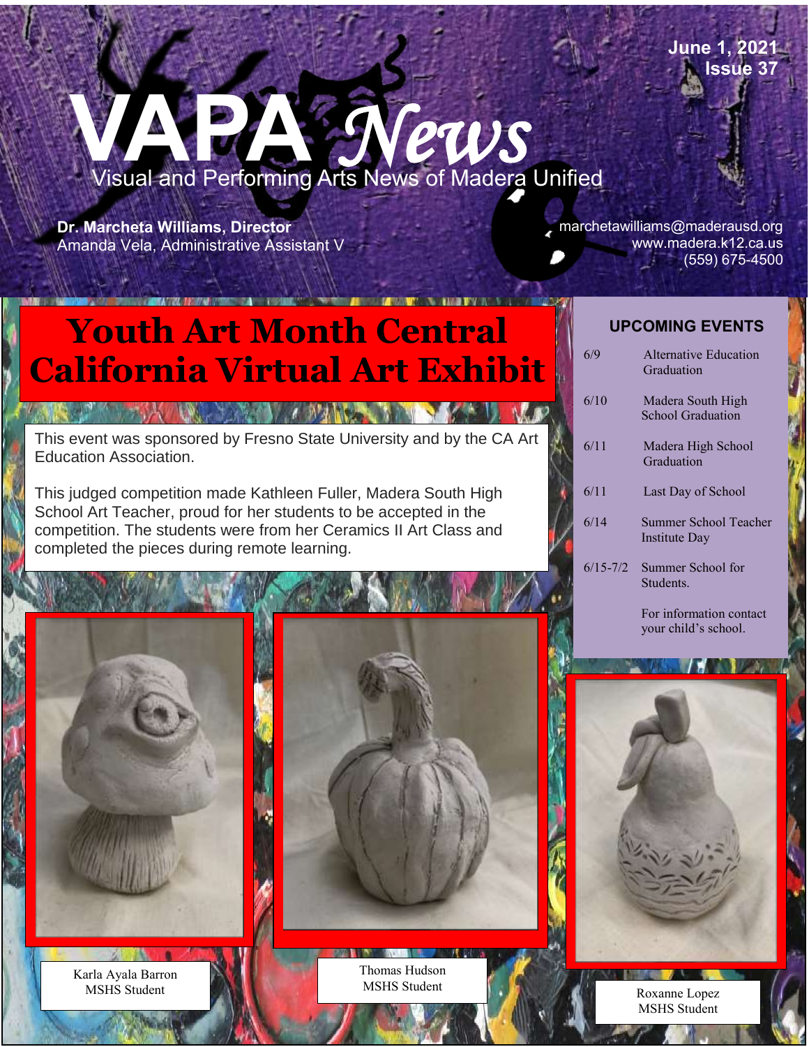June 1, 2021
Issue 37

# VAPA *News*

Visual and Performing Arts News of Madera Unified

**Dr. Marcheta Williams, Director**
Amanda Vela, Administrative Assistant V

marchetawilliams@maderausd.org
www.madera.k12.ca.us
(559) 675-4500

## Youth Art Month Central California Virtual Art Exhibit

This event was sponsored by Fresno State University and by the CA Art Education Association.

This judged competition made Kathleen Fuller, Madera South High School Art Teacher, proud for her students to be accepted in the competition. The students were from her Ceramics II Art Class and completed the pieces during remote learning.

Karla Ayala Barron
MSHS Student

Thomas Hudson
MSHS Student

Roxanne Lopez
MSHS Student

### UPCOMING EVENTS

| | |
|---|---|
| 6/9 | Alternative Education Graduation |
| 6/10 | Madera South High School Graduation |
| 6/11 | Madera High School Graduation |
| 6/11 | Last Day of School |
| 6/14 | Summer School Teacher Institute Day |
| 6/15-7/2 | Summer School for Students. |
| | For information contact your child's school. |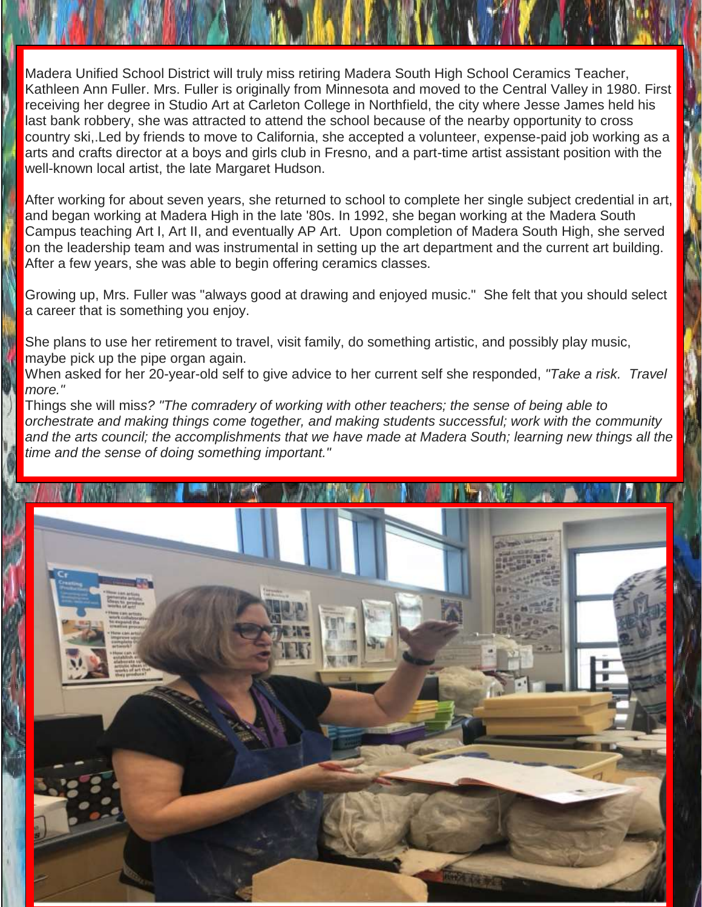Madera Unified School District will truly miss retiring Madera South High School Ceramics Teacher, Kathleen Ann Fuller. Mrs. Fuller is originally from Minnesota and moved to the Central Valley in 1980. First receiving her degree in Studio Art at Carleton College in Northfield, the city where Jesse James held his last bank robbery, she was attracted to attend the school because of the nearby opportunity to cross country ski,.Led by friends to move to California, she accepted a volunteer, expense-paid job working as a arts and crafts director at a boys and girls club in Fresno, and a part-time artist assistant position with the well-known local artist, the late Margaret Hudson.

After working for about seven years, she returned to school to complete her single subject credential in art, and began working at Madera High in the late '80s. In 1992, she began working at the Madera South Campus teaching Art I, Art II, and eventually AP Art. Upon completion of Madera South High, she served on the leadership team and was instrumental in setting up the art department and the current art building. After a few years, she was able to begin offering ceramics classes.

Growing up, Mrs. Fuller was "always good at drawing and enjoyed music." She felt that you should select a career that is something you enjoy.

She plans to use her retirement to travel, visit family, do something artistic, and possibly play music, maybe pick up the pipe organ again.
When asked for her 20-year-old self to give advice to her current self she responded, *"Take a risk. Travel more."*
Things she will miss*? "The comradery of working with other teachers; the sense of being able to orchestrate and making things come together, and making students successful; work with the community and the arts council; the accomplishments that we have made at Madera South; learning new things all the time and the sense of doing something important."*